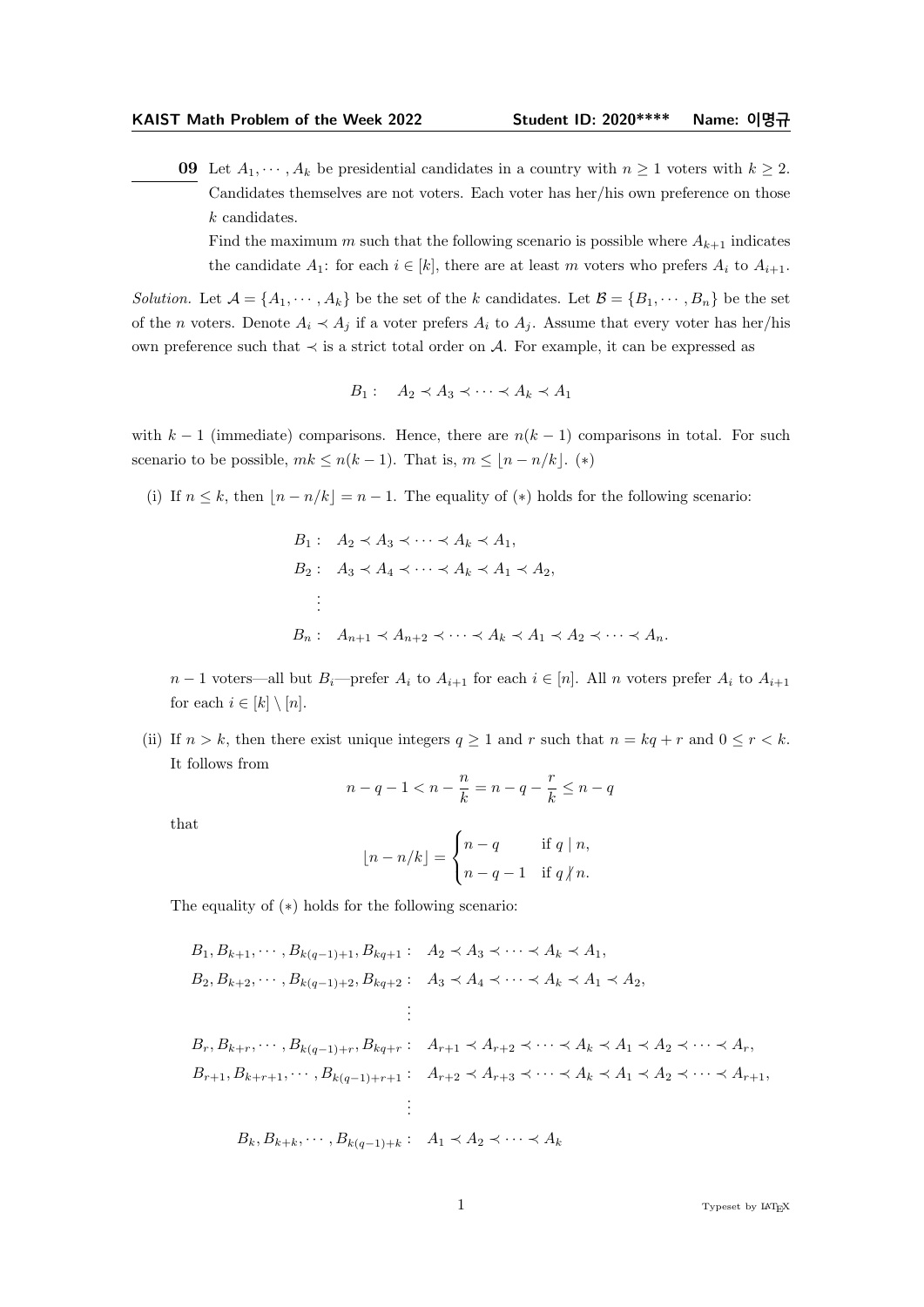**09** Let $A_1, \cdots, A_k$ be presidential candidates in a country with $n \geq 1$ voters with $k \geq 2$. Candidates themselves are not voters. Each voter has her/his own preference on those $k$ candidates.

Find the maximum $m$ such that the following scenario is possible where $A_{k+1}$ indicates the candidate $A_1$: for each $i \in [k]$, there are at least $m$ voters who prefers $A_i$ to $A_{i+1}$.

*Solution.* Let $\mathcal{A} = \{A_1, \cdots, A_k\}$ be the set of the $k$ candidates. Let $\mathcal{B} = \{B_1, \cdots, B_n\}$ be the set of the $n$ voters. Denote $A_i \prec A_j$ if a voter prefers $A_i$ to $A_j$. Assume that every voter has her/his own preference such that $\prec$ is a strict total order on $\mathcal{A}$. For example, it can be expressed as

$$B_1 : \quad A_2 \prec A_3 \prec \cdots \prec A_k \prec A_1$$

with $k-1$ (immediate) comparisons. Hence, there are $n(k-1)$ comparisons in total. For such scenario to be possible, $mk \leq n(k-1)$. That is, $m \leq \lfloor n - n/k \rfloor$. $(*)$

(i) If $n \leq k$, then $\lfloor n - n/k \rfloor = n - 1$. The equality of $(*)$ holds for the following scenario:

$$\begin{aligned}
B_1 &: \quad A_2 \prec A_3 \prec \cdots \prec A_k \prec A_1, \\
B_2 &: \quad A_3 \prec A_4 \prec \cdots \prec A_k \prec A_1 \prec A_2, \\
&\ \ \vdots \\
B_n &: \quad A_{n+1} \prec A_{n+2} \prec \cdots \prec A_k \prec A_1 \prec A_2 \prec \cdots \prec A_n.
\end{aligned}$$

$n-1$ voters—all but $B_i$—prefer $A_i$ to $A_{i+1}$ for each $i \in [n]$. All $n$ voters prefer $A_i$ to $A_{i+1}$ for each $i \in [k] \setminus [n]$.

(ii) If $n > k$, then there exist unique integers $q \geq 1$ and $r$ such that $n = kq + r$ and $0 \leq r < k$. It follows from

$$n - q - 1 < n - \frac{n}{k} = n - q - \frac{r}{k} \leq n - q$$

that

$$\lfloor n - n/k \rfloor = \begin{cases} n - q & \text{if } q \mid n, \\ n - q - 1 & \text{if } q \nmid n. \end{cases}$$

The equality of $(*)$ holds for the following scenario:

$$\begin{aligned}
B_1, B_{k+1}, \cdots, B_{k(q-1)+1}, B_{kq+1} &: \quad A_2 \prec A_3 \prec \cdots \prec A_k \prec A_1, \\
B_2, B_{k+2}, \cdots, B_{k(q-1)+2}, B_{kq+2} &: \quad A_3 \prec A_4 \prec \cdots \prec A_k \prec A_1 \prec A_2, \\
&\ \ \vdots \\
B_r, B_{k+r}, \cdots, B_{k(q-1)+r}, B_{kq+r} &: \quad A_{r+1} \prec A_{r+2} \prec \cdots \prec A_k \prec A_1 \prec A_2 \prec \cdots \prec A_r, \\
B_{r+1}, B_{k+r+1}, \cdots, B_{k(q-1)+r+1} &: \quad A_{r+2} \prec A_{r+3} \prec \cdots \prec A_k \prec A_1 \prec A_2 \prec \cdots \prec A_{r+1}, \\
&\ \ \vdots \\
B_k, B_{k+k}, \cdots, B_{k(q-1)+k} &: \quad A_1 \prec A_2 \prec \cdots \prec A_k
\end{aligned}$$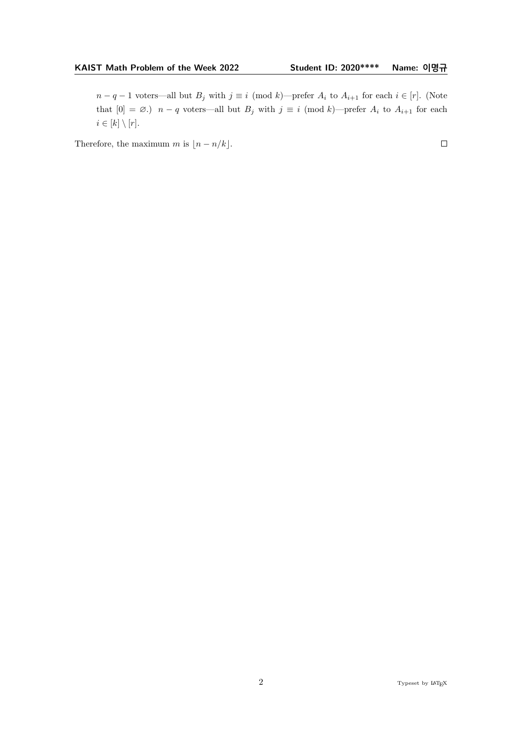$n-q-1$ voters—all but $B_j$ with $j \equiv i \pmod{k}$—prefer $A_i$ to $A_{i+1}$ for each $i \in [r]$. (Note that $[0] = \varnothing$.) $n-q$ voters—all but $B_j$ with $j \equiv i \pmod{k}$—prefer $A_i$ to $A_{i+1}$ for each $i \in [k] \setminus [r]$.

Therefore, the maximum $m$ is $\lfloor n - n/k \rfloor$. $\square$